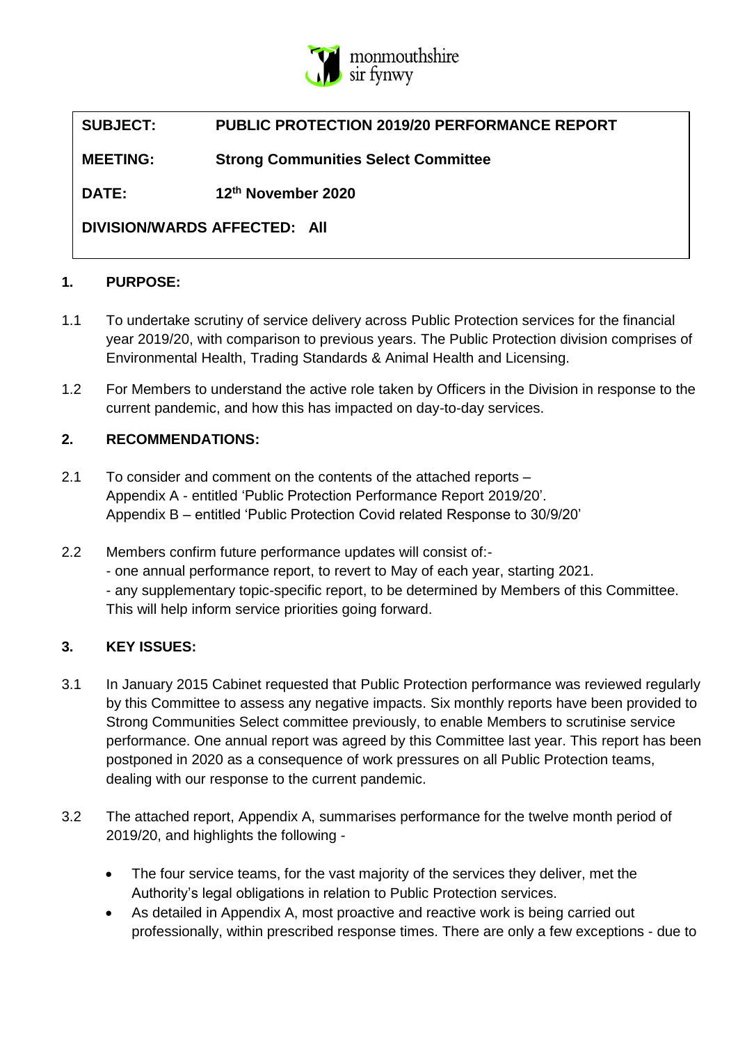monmouthshire sir fynwy

| | |
|---|---|
| **SUBJECT:** | **PUBLIC PROTECTION 2019/20 PERFORMANCE REPORT** |
| **MEETING:** | **Strong Communities Select Committee** |
| **DATE:** | **12th November 2020** |
| **DIVISION/WARDS AFFECTED: All** | |

## 1. PURPOSE:

1.1 To undertake scrutiny of service delivery across Public Protection services for the financial year 2019/20, with comparison to previous years. The Public Protection division comprises of Environmental Health, Trading Standards & Animal Health and Licensing.

1.2 For Members to understand the active role taken by Officers in the Division in response to the current pandemic, and how this has impacted on day-to-day services.

## 2. RECOMMENDATIONS:

2.1 To consider and comment on the contents of the attached reports –
Appendix A - entitled 'Public Protection Performance Report 2019/20'.
Appendix B – entitled 'Public Protection Covid related Response to 30/9/20'

2.2 Members confirm future performance updates will consist of:-
- one annual performance report, to revert to May of each year, starting 2021.
- any supplementary topic-specific report, to be determined by Members of this Committee.
This will help inform service priorities going forward.

## 3. KEY ISSUES:

3.1 In January 2015 Cabinet requested that Public Protection performance was reviewed regularly by this Committee to assess any negative impacts. Six monthly reports have been provided to Strong Communities Select committee previously, to enable Members to scrutinise service performance. One annual report was agreed by this Committee last year. This report has been postponed in 2020 as a consequence of work pressures on all Public Protection teams, dealing with our response to the current pandemic.

3.2 The attached report, Appendix A, summarises performance for the twelve month period of 2019/20, and highlights the following -

- The four service teams, for the vast majority of the services they deliver, met the Authority's legal obligations in relation to Public Protection services.
- As detailed in Appendix A, most proactive and reactive work is being carried out professionally, within prescribed response times. There are only a few exceptions - due to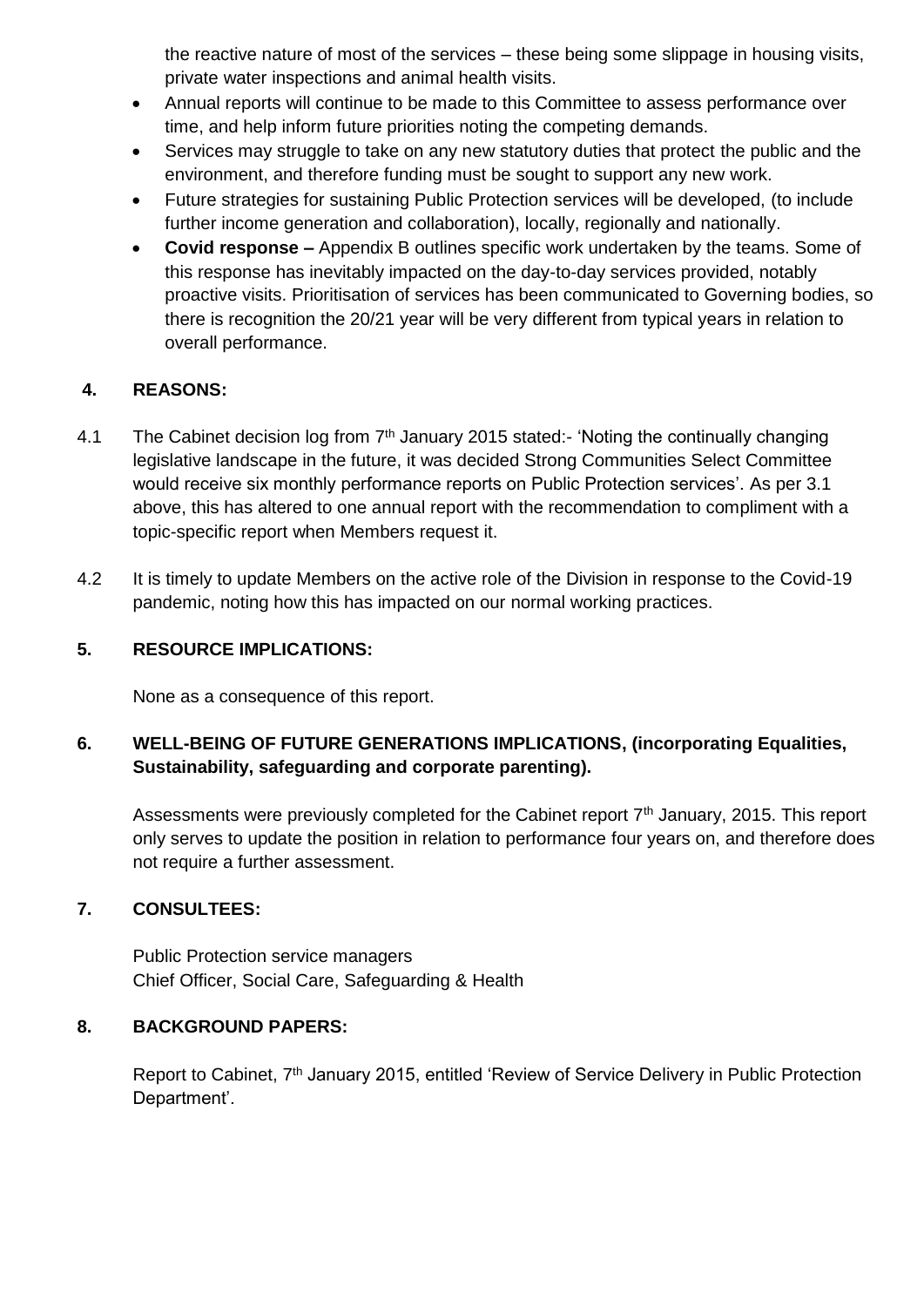the reactive nature of most of the services – these being some slippage in housing visits, private water inspections and animal health visits.

- Annual reports will continue to be made to this Committee to assess performance over time, and help inform future priorities noting the competing demands.
- Services may struggle to take on any new statutory duties that protect the public and the environment, and therefore funding must be sought to support any new work.
- Future strategies for sustaining Public Protection services will be developed, (to include further income generation and collaboration), locally, regionally and nationally.
- **Covid response –** Appendix B outlines specific work undertaken by the teams. Some of this response has inevitably impacted on the day-to-day services provided, notably proactive visits. Prioritisation of services has been communicated to Governing bodies, so there is recognition the 20/21 year will be very different from typical years in relation to overall performance.

## 4. REASONS:

4.1 The Cabinet decision log from 7th January 2015 stated:- 'Noting the continually changing legislative landscape in the future, it was decided Strong Communities Select Committee would receive six monthly performance reports on Public Protection services'. As per 3.1 above, this has altered to one annual report with the recommendation to compliment with a topic-specific report when Members request it.

4.2 It is timely to update Members on the active role of the Division in response to the Covid-19 pandemic, noting how this has impacted on our normal working practices.

## 5. RESOURCE IMPLICATIONS:

None as a consequence of this report.

## 6. WELL-BEING OF FUTURE GENERATIONS IMPLICATIONS, (incorporating Equalities, Sustainability, safeguarding and corporate parenting).

Assessments were previously completed for the Cabinet report 7th January, 2015. This report only serves to update the position in relation to performance four years on, and therefore does not require a further assessment.

## 7. CONSULTEES:

Public Protection service managers
Chief Officer, Social Care, Safeguarding & Health

## 8. BACKGROUND PAPERS:

Report to Cabinet, 7th January 2015, entitled 'Review of Service Delivery in Public Protection Department'.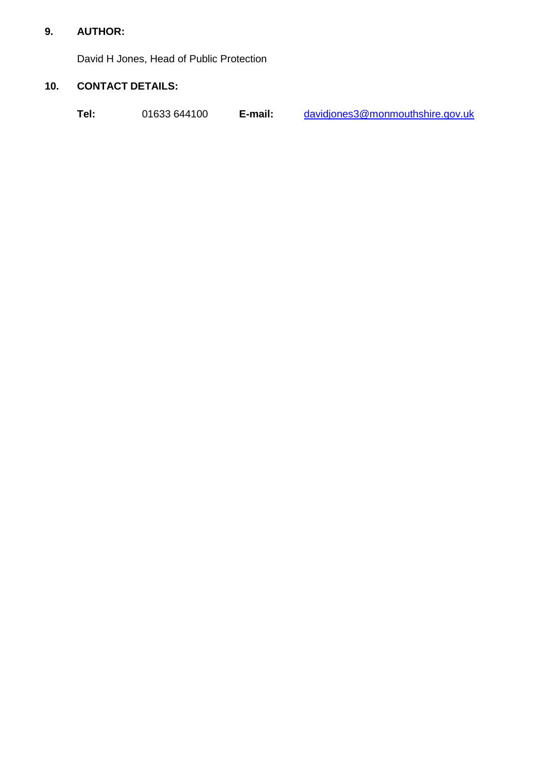## 9. AUTHOR:

David H Jones, Head of Public Protection

## 10. CONTACT DETAILS:

**Tel:** 01633 644100 **E-mail:** davidjones3@monmouthshire.gov.uk